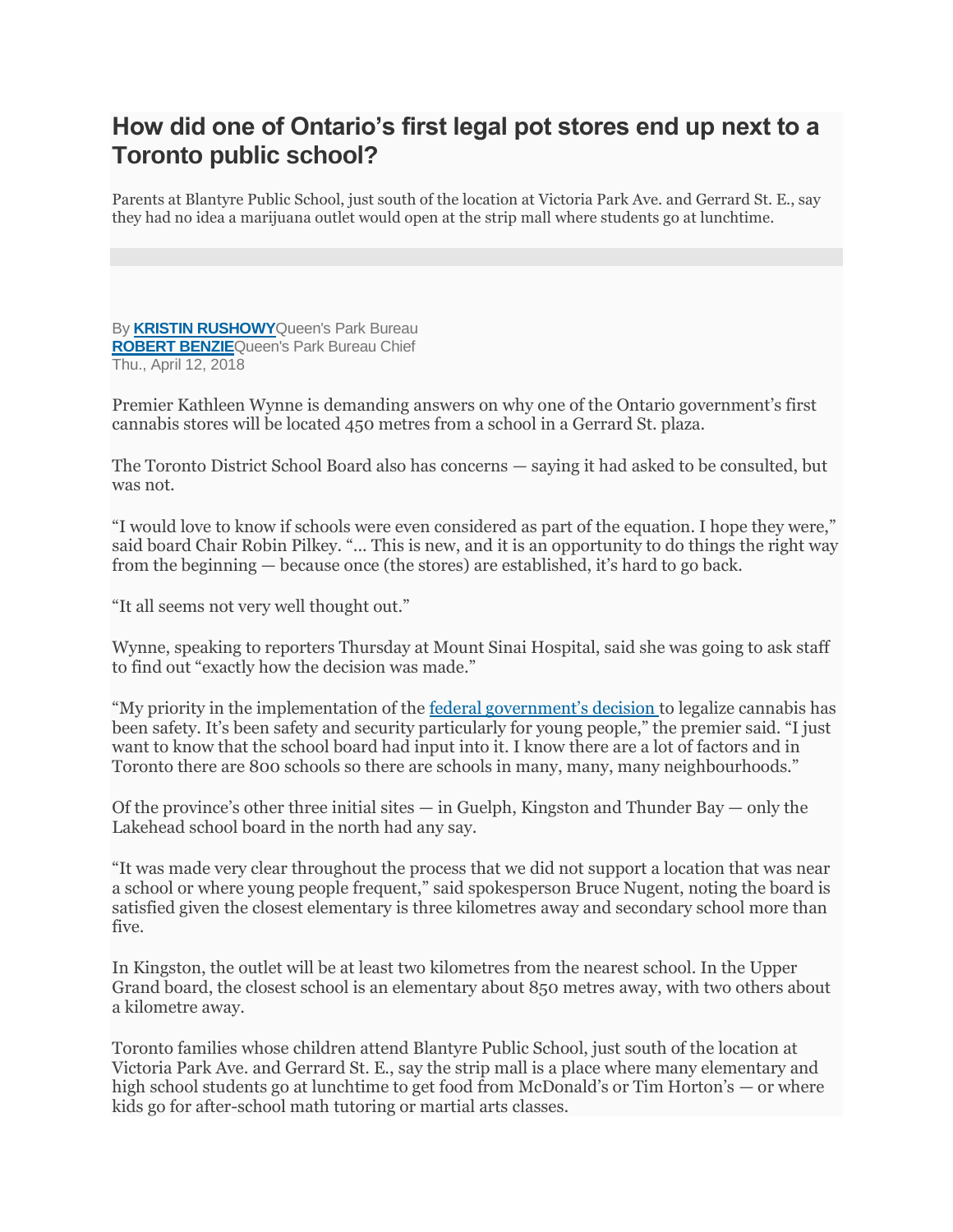# How did one of Ontario's first legal pot stores end up next to a Toronto public school?

Parents at Blantyre Public School, just south of the location at Victoria Park Ave. and Gerrard St. E., say they had no idea a marijuana outlet would open at the strip mall where students go at lunchtime.

By **KRISTIN RUSHOWY** Queen's Park Bureau
**ROBERT BENZIE** Queen's Park Bureau Chief
Thu., April 12, 2018

Premier Kathleen Wynne is demanding answers on why one of the Ontario government's first cannabis stores will be located 450 metres from a school in a Gerrard St. plaza.

The Toronto District School Board also has concerns — saying it had asked to be consulted, but was not.

"I would love to know if schools were even considered as part of the equation. I hope they were," said board Chair Robin Pilkey. "... This is new, and it is an opportunity to do things the right way from the beginning — because once (the stores) are established, it's hard to go back.

"It all seems not very well thought out."

Wynne, speaking to reporters Thursday at Mount Sinai Hospital, said she was going to ask staff to find out "exactly how the decision was made."

"My priority in the implementation of the federal government's decision to legalize cannabis has been safety. It's been safety and security particularly for young people," the premier said. "I just want to know that the school board had input into it. I know there are a lot of factors and in Toronto there are 800 schools so there are schools in many, many, many neighbourhoods."

Of the province's other three initial sites — in Guelph, Kingston and Thunder Bay — only the Lakehead school board in the north had any say.

"It was made very clear throughout the process that we did not support a location that was near a school or where young people frequent," said spokesperson Bruce Nugent, noting the board is satisfied given the closest elementary is three kilometres away and secondary school more than five.

In Kingston, the outlet will be at least two kilometres from the nearest school. In the Upper Grand board, the closest school is an elementary about 850 metres away, with two others about a kilometre away.

Toronto families whose children attend Blantyre Public School, just south of the location at Victoria Park Ave. and Gerrard St. E., say the strip mall is a place where many elementary and high school students go at lunchtime to get food from McDonald's or Tim Horton's — or where kids go for after-school math tutoring or martial arts classes.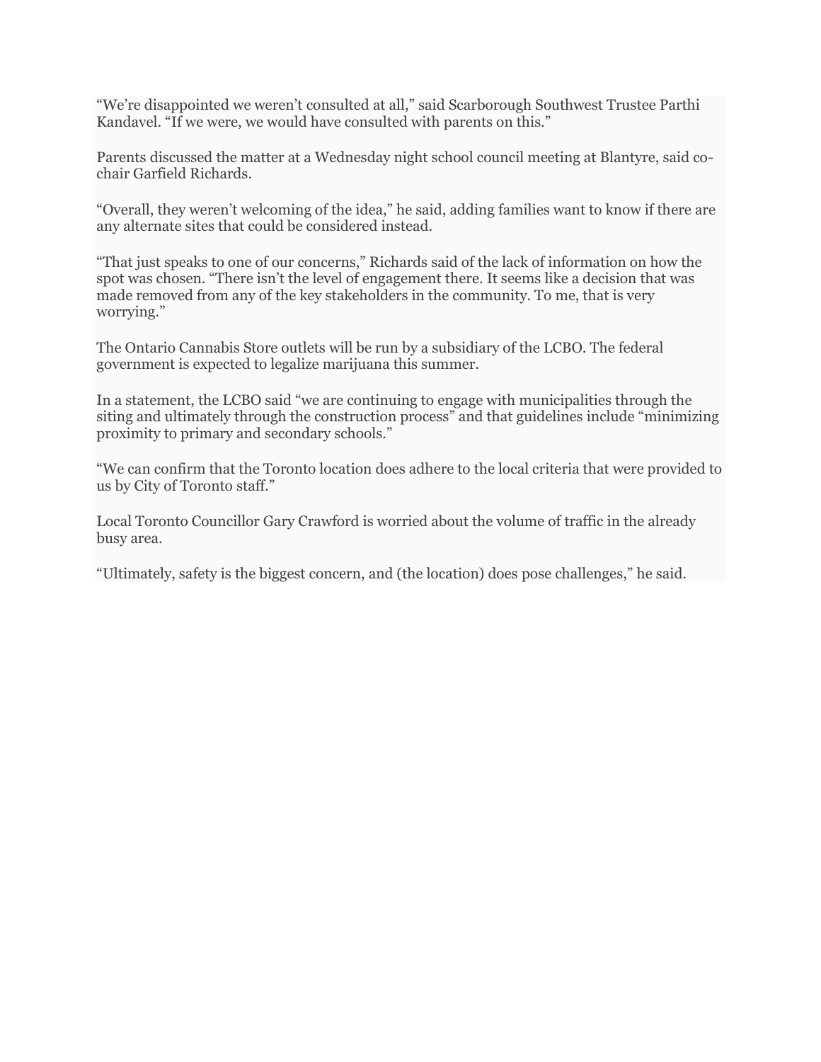“We’re disappointed we weren’t consulted at all,” said Scarborough Southwest Trustee Parthi Kandavel. “If we were, we would have consulted with parents on this.”

Parents discussed the matter at a Wednesday night school council meeting at Blantyre, said co-chair Garfield Richards.

“Overall, they weren’t welcoming of the idea,” he said, adding families want to know if there are any alternate sites that could be considered instead.

“That just speaks to one of our concerns,” Richards said of the lack of information on how the spot was chosen. “There isn’t the level of engagement there. It seems like a decision that was made removed from any of the key stakeholders in the community. To me, that is very worrying.”

The Ontario Cannabis Store outlets will be run by a subsidiary of the LCBO. The federal government is expected to legalize marijuana this summer.

In a statement, the LCBO said “we are continuing to engage with municipalities through the siting and ultimately through the construction process” and that guidelines include “minimizing proximity to primary and secondary schools.”

“We can confirm that the Toronto location does adhere to the local criteria that were provided to us by City of Toronto staff.”

Local Toronto Councillor Gary Crawford is worried about the volume of traffic in the already busy area.

“Ultimately, safety is the biggest concern, and (the location) does pose challenges,” he said.